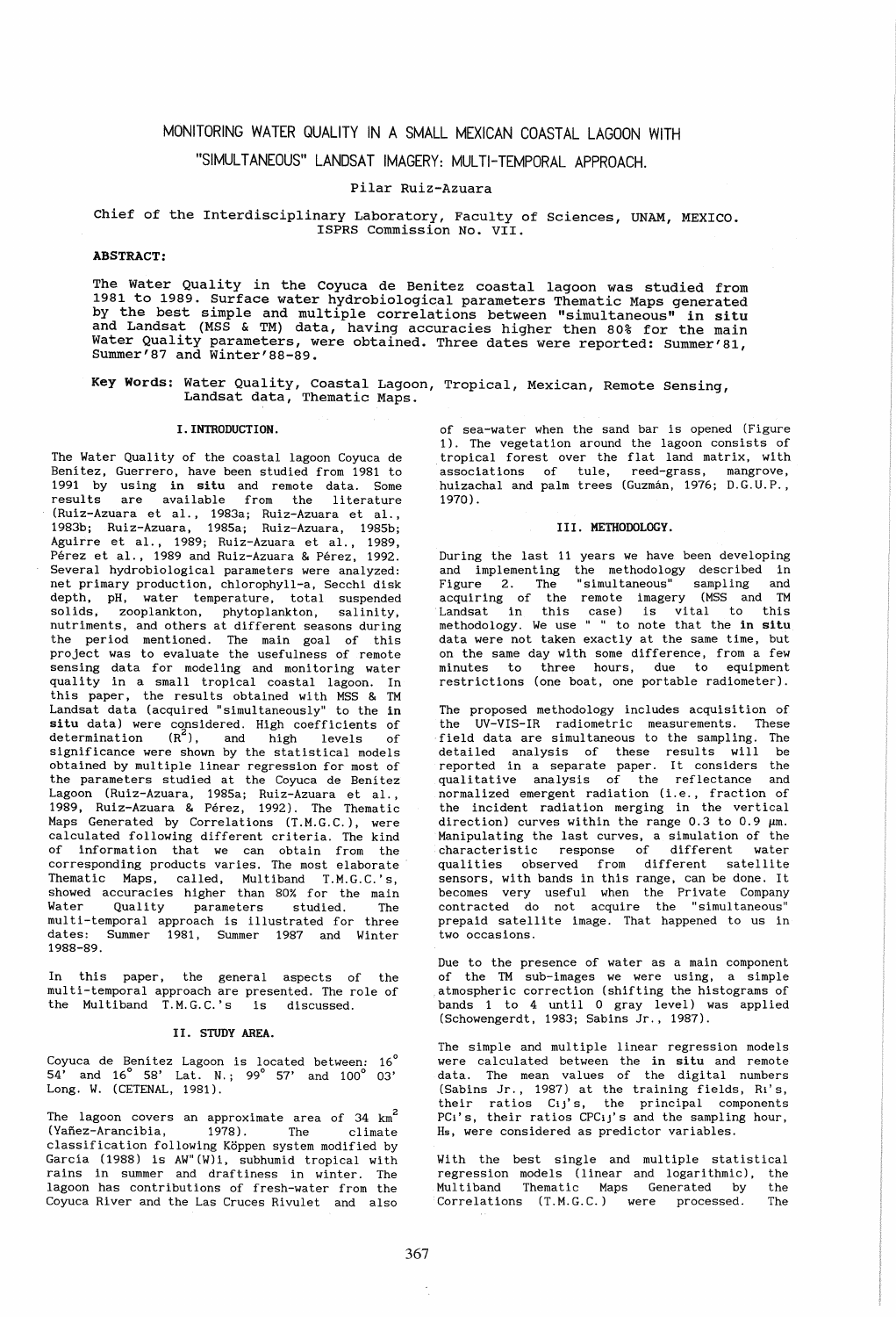# MONITORING WATER QUALITY IN A SMALL MEXICAN COASTAL LAGOON WITH "SIMULTANEOUS" LANDSAT IMAGERY: MULTI-TEMPORAL APPROACH.

Pilar Ruiz-Azuara

Chief of the Interdisciplinary Laboratory, Faculty of Sciences, UNAM, MEXICO.
ISPRS Commission No. VII.

**ABSTRACT:**

The Water Quality in the Coyuca de Benitez coastal lagoon was studied from 1981 to 1989. Surface water hydrobiological parameters Thematic Maps generated by the best simple and multiple correlations between "simultaneous" in situ and Landsat (MSS & TM) data, having accuracies higher then 80% for the main Water Quality parameters, were obtained. Three dates were reported: Summer'81, Summer'87 and Winter'88-89.

**Key Words:** Water Quality, Coastal Lagoon, Tropical, Mexican, Remote Sensing, Landsat data, Thematic Maps.

## I. INTRODUCTION.

The Water Quality of the coastal lagoon Coyuca de Benítez, Guerrero, have been studied from 1981 to 1991 by using **in situ** and remote data. Some results are available from the literature (Ruiz-Azuara et al., 1983a; Ruiz-Azuara et al., 1983b; Ruiz-Azuara, 1985a; Ruiz-Azuara, 1985b; Aguirre et al., 1989; Ruiz-Azuara et al., 1989, Pérez et al., 1989 and Ruiz-Azuara & Pérez, 1992. Several hydrobiological parameters were analyzed: net primary production, chlorophyll-a, Secchi disk depth, pH, water temperature, total suspended solids, zooplankton, phytoplankton, salinity, nutriments, and others at different seasons during the period mentioned. The main goal of this project was to evaluate the usefulness of remote sensing data for modeling and monitoring water quality in a small tropical coastal lagoon. In this paper, the results obtained with MSS & TM Landsat data (acquired "simultaneously" to the **in situ** data) were considered. High coefficients of determination ($R^2$), and high levels of significance were shown by the statistical models obtained by multiple linear regression for most of the parameters studied at the Coyuca de Benítez Lagoon (Ruiz-Azuara, 1985a; Ruiz-Azuara et al., 1989, Ruiz-Azuara & Pérez, 1992). The Thematic Maps Generated by Correlations (T.M.G.C.), were calculated following different criteria. The kind of information that we can obtain from the corresponding products varies. The most elaborate Thematic Maps, called, Multiband T.M.G.C.'s, showed accuracies higher than 80% for the main Water Quality parameters studied. The multi-temporal approach is illustrated for three dates: Summer 1981, Summer 1987 and Winter 1988-89.

In this paper, the general aspects of the multi-temporal approach are presented. The role of the Multiband T.M.G.C.'s is discussed.

## II. STUDY AREA.

Coyuca de Benítez Lagoon is located between: 16° 54' and 16° 58' Lat. N.; 99° 57' and 100° 03' Long. W. (CETENAL, 1981).

The lagoon covers an approximate area of 34 km$^2$ (Yañez-Arancibia, 1978). The climate classification following Köppen system modified by García (1988) is AW"(W)i, subhumid tropical with rains in summer and draftiness in winter. The lagoon has contributions of fresh-water from the Coyuca River and the Las Cruces Rivulet and also of sea-water when the sand bar is opened (Figure 1). The vegetation around the lagoon consists of tropical forest over the flat land matrix, with associations of tule, reed-grass, mangrove, huizachal and palm trees (Guzmán, 1976; D.G.U.P., 1970).

## III. METHODOLOGY.

During the last 11 years we have been developing and implementing the methodology described in Figure 2. The "simultaneous" sampling and acquiring of the remote imagery (MSS and TM Landsat in this case) is vital to this methodology. We use " " to note that the **in situ** data were not taken exactly at the same time, but on the same day with some difference, from a few minutes to three hours, due to equipment restrictions (one boat, one portable radiometer).

The proposed methodology includes acquisition of the UV-VIS-IR radiometric measurements. These field data are simultaneous to the sampling. The detailed analysis of these results will be reported in a separate paper. It considers the qualitative analysis of the reflectance and normalized emergent radiation (i.e., fraction of the incident radiation merging in the vertical direction) curves within the range 0.3 to 0.9 µm. Manipulating the last curves, a simulation of the characteristic response of different water qualities observed from different satellite sensors, with bands in this range, can be done. It becomes very useful when the Private Company contracted do not acquire the "simultaneous" prepaid satellite image. That happened to us in two occasions.

Due to the presence of water as a main component of the TM sub-images we were using, a simple atmospheric correction (shifting the histograms of bands 1 to 4 until 0 gray level) was applied (Schowengerdt, 1983; Sabins Jr., 1987).

The simple and multiple linear regression models were calculated between the **in situ** and remote data. The mean values of the digital numbers (Sabins Jr., 1987) at the training fields, $R_i$'s, their ratios $C_{ij}$'s, the principal components $PC_i$'s, their ratios $CPC_{ij}$'s and the sampling hour, $H_s$, were considered as predictor variables.

With the best single and multiple statistical regression models (linear and logarithmic), the Multiband Thematic Maps Generated by the Correlations (T.M.G.C.) were processed. The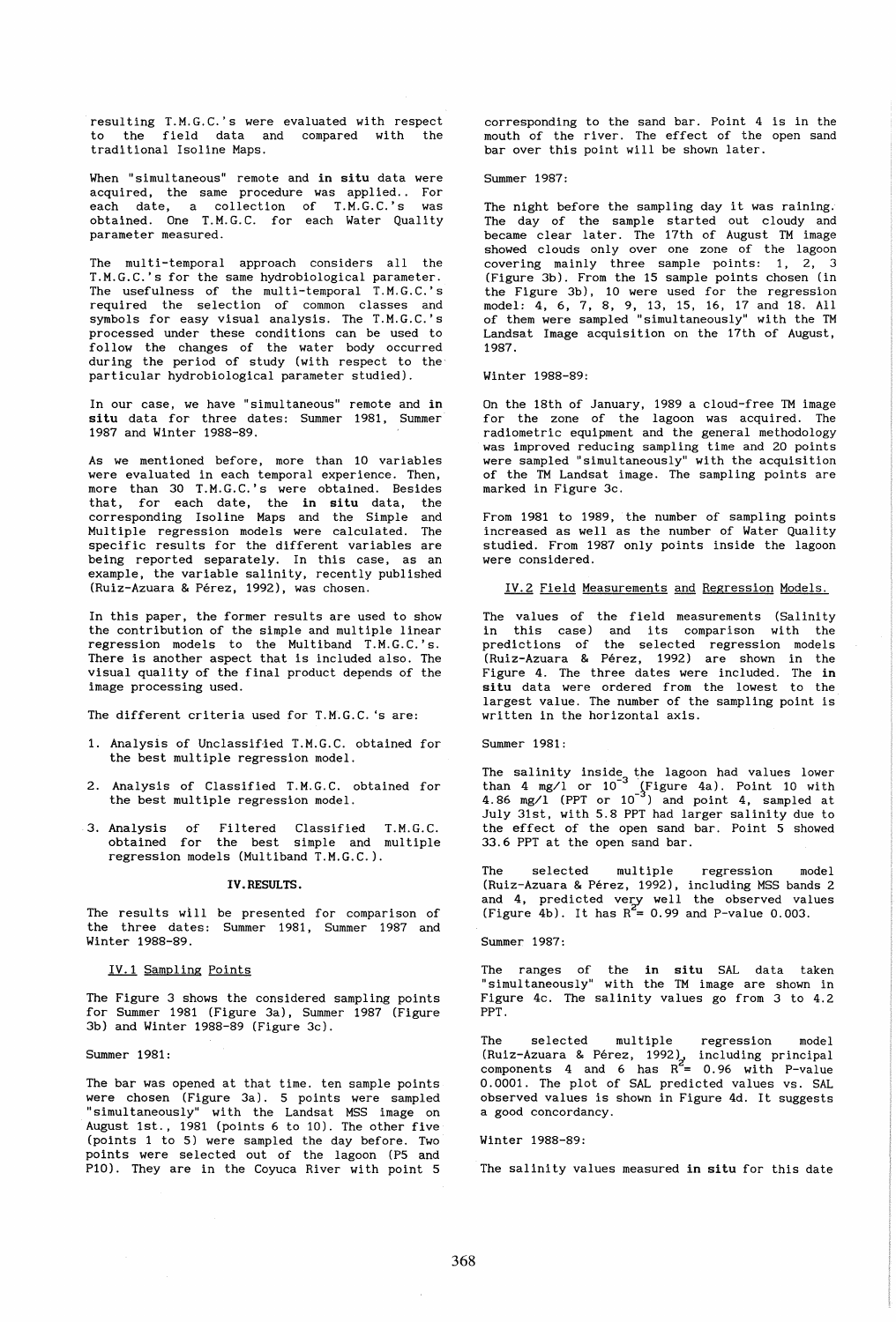resulting T.M.G.C.'s were evaluated with respect to the field data and compared with the traditional Isoline Maps.

When "simultaneous" remote and **in situ** data were acquired, the same procedure was applied.. For each date, a collection of T.M.G.C.'s was obtained. One T.M.G.C. for each Water Quality parameter measured.

The multi-temporal approach considers all the T.M.G.C.'s for the same hydrobiological parameter. The usefulness of the multi-temporal T.M.G.C.'s required the selection of common classes and symbols for easy visual analysis. The T.M.G.C.'s processed under these conditions can be used to follow the changes of the water body occurred during the period of study (with respect to the particular hydrobiological parameter studied).

In our case, we have "simultaneous" remote and **in situ** data for three dates: Summer 1981, Summer 1987 and Winter 1988-89.

As we mentioned before, more than 10 variables were evaluated in each temporal experience. Then, more than 30 T.M.G.C.'s were obtained. Besides that, for each date, the **in situ** data, the corresponding Isoline Maps and the Simple and Multiple regression models were calculated. The specific results for the different variables are being reported separately. In this case, as an example, the variable salinity, recently published (Ruiz-Azuara & Pérez, 1992), was chosen.

In this paper, the former results are used to show the contribution of the simple and multiple linear regression models to the Multiband T.M.G.C.'s. There is another aspect that is included also. The visual quality of the final product depends of the image processing used.

The different criteria used for T.M.G.C. 's are:

1. Analysis of Unclassified T.M.G.C. obtained for the best multiple regression model.
2. Analysis of Classified T.M.G.C. obtained for the best multiple regression model.
3. Analysis of Filtered Classified T.M.G.C. obtained for the best simple and multiple regression models (Multiband T.M.G.C.).

## IV. RESULTS.

The results will be presented for comparison of the three dates: Summer 1981, Summer 1987 and Winter 1988-89.

### IV.1 Sampling Points

The Figure 3 shows the considered sampling points for Summer 1981 (Figure 3a), Summer 1987 (Figure 3b) and Winter 1988-89 (Figure 3c).

Summer 1981:

The bar was opened at that time. ten sample points were chosen (Figure 3a). 5 points were sampled "simultaneously" with the Landsat MSS image on August 1st., 1981 (points 6 to 10). The other five (points 1 to 5) were sampled the day before. Two points were selected out of the lagoon (P5 and P10). They are in the Coyuca River with point 5 corresponding to the sand bar. Point 4 is in the mouth of the river. The effect of the open sand bar over this point will be shown later.

Summer 1987:

The night before the sampling day it was raining. The day of the sample started out cloudy and became clear later. The 17th of August TM image showed clouds only over one zone of the lagoon covering mainly three sample points: 1, 2, 3 (Figure 3b). From the 15 sample points chosen (in the Figure 3b), 10 were used for the regression model: 4, 6, 7, 8, 9, 13, 15, 16, 17 and 18. All of them were sampled "simultaneously" with the TM Landsat Image acquisition on the 17th of August, 1987.

Winter 1988-89:

On the 18th of January, 1989 a cloud-free TM image for the zone of the lagoon was acquired. The radiometric equipment and the general methodology was improved reducing sampling time and 20 points were sampled "simultaneously" with the acquisition of the TM Landsat image. The sampling points are marked in Figure 3c.

From 1981 to 1989, the number of sampling points increased as well as the number of Water Quality studied. From 1987 only points inside the lagoon were considered.

### IV.2 Field Measurements and Regression Models.

The values of the field measurements (Salinity in this case) and its comparison with the predictions of the selected regression models (Ruiz-Azuara & Pérez, 1992) are shown in the Figure 4. The three dates were included. The **in situ** data were ordered from the lowest to the largest value. The number of the sampling point is written in the horizontal axis.

Summer 1981:

The salinity inside the lagoon had values lower than 4 mg/l or $10^{-3}$ (Figure 4a). Point 10 with 4.86 mg/l (PPT or $10^{-3}$) and point 4, sampled at July 31st, with 5.8 PPT had larger salinity due to the effect of the open sand bar. Point 5 showed 33.6 PPT at the open sand bar.

The selected multiple regression model (Ruiz-Azuara & Pérez, 1992), including MSS bands 2 and 4, predicted very well the observed values (Figure 4b). It has $R^2 = 0.99$ and P-value 0.003.

Summer 1987:

The ranges of the **in situ** SAL data taken "simultaneously" with the TM image are shown in Figure 4c. The salinity values go from 3 to 4.2 PPT.

The selected multiple regression model (Ruiz-Azuara & Pérez, 1992), including principal components 4 and 6 has $R^2 = 0.96$ with P-value 0.0001. The plot of SAL predicted values vs. SAL observed values is shown in Figure 4d. It suggests a good concordancy.

Winter 1988-89:

The salinity values measured **in situ** for this date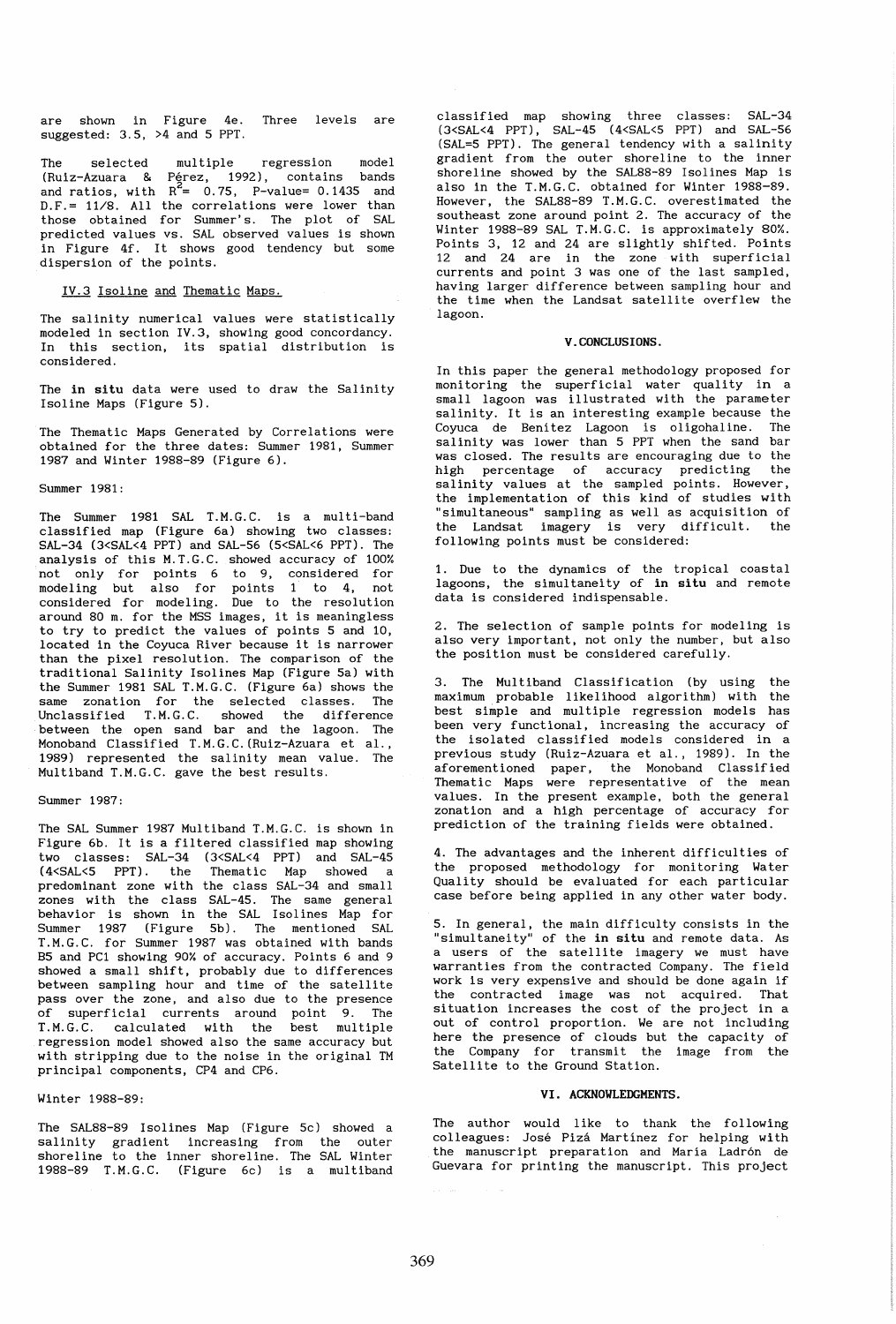are shown in Figure 4e. Three levels are suggested: 3.5, >4 and 5 PPT.

The selected multiple regression model (Ruiz-Azuara & Pérez, 1992), contains bands and ratios, with $R^2$= 0.75, P-value= 0.1435 and D.F.= 11/8. All the correlations were lower than those obtained for Summer's. The plot of SAL predicted values vs. SAL observed values is shown in Figure 4f. It shows good tendency but some dispersion of the points.

### IV.3 Isoline and Thematic Maps.

The salinity numerical values were statistically modeled in section IV.3, showing good concordancy. In this section, its spatial distribution is considered.

The **in situ** data were used to draw the Salinity Isoline Maps (Figure 5).

The Thematic Maps Generated by Correlations were obtained for the three dates: Summer 1981, Summer 1987 and Winter 1988-89 (Figure 6).

Summer 1981:

The Summer 1981 SAL T.M.G.C. is a multi-band classified map (Figure 6a) showing two classes: SAL-34 (3<SAL<4 PPT) and SAL-56 (5<SAL<6 PPT). The analysis of this M.T.G.C. showed accuracy of 100% not only for points 6 to 9, considered for modeling but also for points 1 to 4, not considered for modeling. Due to the resolution around 80 m. for the MSS images, it is meaningless to try to predict the values of points 5 and 10, located in the Coyuca River because it is narrower than the pixel resolution. The comparison of the traditional Salinity Isolines Map (Figure 5a) with the Summer 1981 SAL T.M.G.C. (Figure 6a) shows the same zonation for the selected classes. The Unclassified T.M.G.C. showed the difference between the open sand bar and the lagoon. The Monoband Classified T.M.G.C.(Ruiz-Azuara et al., 1989) represented the salinity mean value. The Multiband T.M.G.C. gave the best results.

Summer 1987:

The SAL Summer 1987 Multiband T.M.G.C. is shown in Figure 6b. It is a filtered classified map showing two classes: SAL-34 (3<SAL<4 PPT) and SAL-45 (4<SAL<5 PPT). the Thematic Map showed a predominant zone with the class SAL-34 and small zones with the class SAL-45. The same general behavior is shown in the SAL Isolines Map for Summer 1987 (Figure 5b). The mentioned SAL T.M.G.C. for Summer 1987 was obtained with bands B5 and PC1 showing 90% of accuracy. Points 6 and 9 showed a small shift, probably due to differences between sampling hour and time of the satellite pass over the zone, and also due to the presence of superficial currents around point 9. The T.M.G.C. calculated with the best multiple regression model showed also the same accuracy but with stripping due to the noise in the original TM principal components, CP4 and CP6.

Winter 1988-89:

The SAL88-89 Isolines Map (Figure 5c) showed a salinity gradient increasing from the outer shoreline to the inner shoreline. The SAL Winter 1988-89 T.M.G.C. (Figure 6c) is a multiband classified map showing three classes: SAL-34 (3<SAL<4 PPT), SAL-45 (4<SAL<5 PPT) and SAL-56 (SAL=5 PPT). The general tendency with a salinity gradient from the outer shoreline to the inner shoreline showed by the SAL88-89 Isolines Map is also in the T.M.G.C. obtained for Winter 1988-89. However, the SAL88-89 T.M.G.C. overestimated the southeast zone around point 2. The accuracy of the Winter 1988-89 SAL T.M.G.C. is approximately 80%. Points 3, 12 and 24 are slightly shifted. Points 12 and 24 are in the zone with superficial currents and point 3 was one of the last sampled, having larger difference between sampling hour and the time when the Landsat satellite overflew the lagoon.

## V. CONCLUSIONS.

In this paper the general methodology proposed for monitoring the superficial water quality in a small lagoon was illustrated with the parameter salinity. It is an interesting example because the Coyuca de Benitez Lagoon is oligohaline. The salinity was lower than 5 PPT when the sand bar was closed. The results are encouraging due to the high percentage of accuracy predicting the salinity values at the sampled points. However, the implementation of this kind of studies with "simultaneous" sampling as well as acquisition of the Landsat imagery is very difficult. the following points must be considered:

1. Due to the dynamics of the tropical coastal lagoons, the simultaneity of **in situ** and remote data is considered indispensable.

2. The selection of sample points for modeling is also very important, not only the number, but also the position must be considered carefully.

3. The Multiband Classification (by using the maximum probable likelihood algorithm) with the best simple and multiple regression models has been very functional, increasing the accuracy of the isolated classified models considered in a previous study (Ruiz-Azuara et al., 1989). In the aforementioned paper, the Monoband Classified Thematic Maps were representative of the mean values. In the present example, both the general zonation and a high percentage of accuracy for prediction of the training fields were obtained.

4. The advantages and the inherent difficulties of the proposed methodology for monitoring Water Quality should be evaluated for each particular case before being applied in any other water body.

5. In general, the main difficulty consists in the "simultaneity" of the **in situ** and remote data. As a users of the satellite imagery we must have warranties from the contracted Company. The field work is very expensive and should be done again if the contracted image was not acquired. That situation increases the cost of the project in a out of control proportion. We are not including here the presence of clouds but the capacity of the Company for transmit the image from the Satellite to the Ground Station.

## VI. ACKNOWLEDGMENTS.

The author would like to thank the following colleagues: José Pizá Martínez for helping with the manuscript preparation and María Ladrón de Guevara for printing the manuscript. This project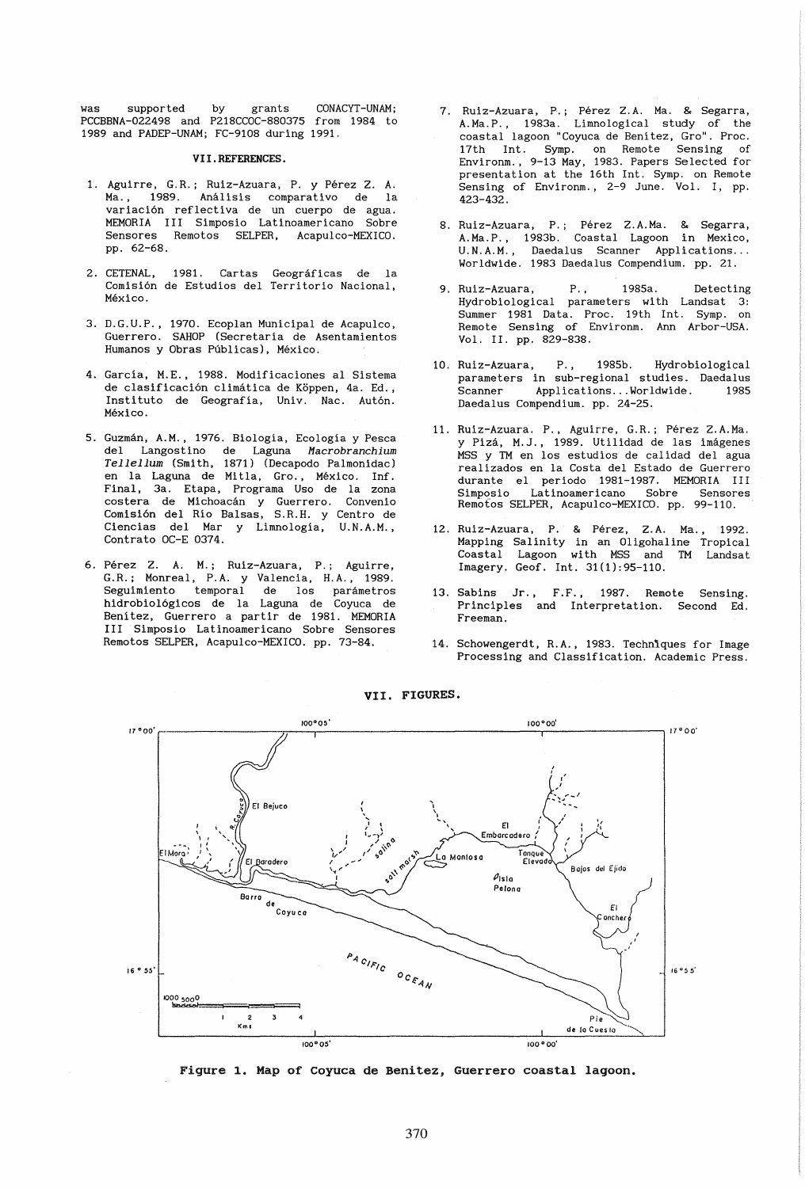was supported by grants CONACYT-UNAM; PCCBBNA-022498 and P218CCOC-880375 from 1984 to 1989 and PADEP-UNAM; FC-9108 during 1991.

## VII. REFERENCES.

1. Aguirre, G.R.; Ruiz-Azuara, P. y Pérez Z. A. Ma., 1989. Análisis comparativo de la variación reflectiva de un cuerpo de agua. MEMORIA III Simposio Latinoamericano Sobre Sensores Remotos SELPER, Acapulco-MEXICO. pp. 62-68.

2. CETENAL, 1981. Cartas Geográficas de la Comisión de Estudios del Territorio Nacional, México.

3. D.G.U.P., 1970. Ecoplan Municipal de Acapulco, Guerrero. SAHOP (Secretaría de Asentamientos Humanos y Obras Públicas), México.

4. García, M.E., 1988. Modificaciones al Sistema de clasificación climática de Köppen, 4a. Ed., Instituto de Geografía, Univ. Nac. Autón. México.

5. Guzmán, A.M., 1976. Biología, Ecología y Pesca del Langostino de Laguna *Macrobranchium Tellellum* (Smith, 1871) (Decapodo Palmonidac) en la Laguna de Mitla, Gro., México. Inf. Final, 3a. Etapa, Programa Uso de la zona costera de Michoacán y Guerrero. Convenio Comisión del Río Balsas, S.R.H. y Centro de Ciencias del Mar y Limnología, U.N.A.M., Contrato OC-E 0374.

6. Pérez Z. A. M.; Ruiz-Azuara, P.; Aguirre, G.R.; Monreal, P.A. y Valencia, H.A., 1989. Seguimiento temporal de los parámetros hidrobiológicos de la Laguna de Coyuca de Benítez, Guerrero a partir de 1981. MEMORIA III Simposio Latinoamericano Sobre Sensores Remotos SELPER, Acapulco-MEXICO. pp. 73-84.

7. Ruiz-Azuara, P.; Pérez Z.A. Ma. & Segarra, A.Ma.P., 1983a. Limnological study of the coastal lagoon "Coyuca de Benítez, Gro". Proc. 17th Int. Symp. on Remote Sensing of Environm., 9-13 May, 1983. Papers Selected for presentation at the 16th Int. Symp. on Remote Sensing of Environm., 2-9 June. Vol. I, pp. 423-432.

8. Ruiz-Azuara, P.; Pérez Z.A.Ma. & Segarra, A.Ma.P., 1983b. Coastal Lagoon in Mexico, U.N.A.M., Daedalus Scanner Applications... Worldwide. 1983 Daedalus Compendium. pp. 21.

9. Ruiz-Azuara, P., 1985a. Detecting Hydrobiological parameters with Landsat 3: Summer 1981 Data. Proc. 19th Int. Symp. on Remote Sensing of Environm. Ann Arbor-USA. Vol. II. pp. 829-838.

10. Ruiz-Azuara, P., 1985b. Hydrobiological parameters in sub-regional studies. Daedalus Scanner Applications...Worldwide. 1985 Daedalus Compendium. pp. 24-25.

11. Ruiz-Azuara. P., Aguirre, G.R.; Pérez Z.A.Ma. y Pizá, M.J., 1989. Utilidad de las imágenes MSS y TM en los estudios de calidad del agua realizados en la Costa del Estado de Guerrero durante el periodo 1981-1987. MEMORIA III Simposio Latinoamericano Sobre Sensores Remotos SELPER, Acapulco-MEXICO. pp. 99-110.

12. Ruiz-Azuara, P. & Pérez, Z.A. Ma., 1992. Mapping Salinity in an Oligohaline Tropical Coastal Lagoon with MSS and TM Landsat Imagery. Geof. Int. 31(1):95-110.

13. Sabins Jr., F.F., 1987. Remote Sensing. Principles and Interpretation. Second Ed. Freeman.

14. Schowengerdt, R.A., 1983. Techniques for Image Processing and Classification. Academic Press.

## VII. FIGURES.

**Figure 1. Map of Coyuca de Benitez, Guerrero coastal lagoon.**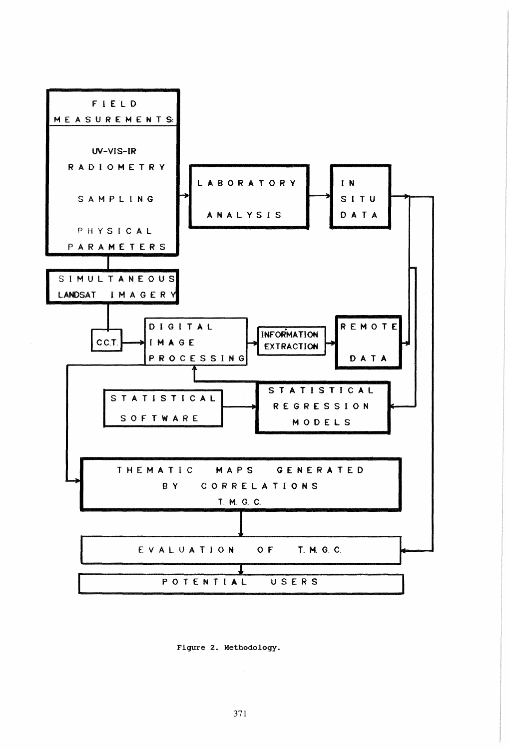FIELD MEASUREMENTS:

- UV-VIS-IR RADIOMETRY
- SAMPLING
- PHYSICAL PARAMETERS

LABORATORY ANALYSIS

IN SITU DATA

SIMULTANEOUS LANDSAT IMAGERY

C.C.T.

DIGITAL IMAGE PROCESSING

INFORMATION EXTRACTION

REMOTE DATA

STATISTICAL SOFTWARE

STATISTICAL REGRESSION MODELS

THEMATIC MAPS GENERATED BY CORRELATIONS T. M. G. C.

EVALUATION OF T. M. G. C.

POTENTIAL USERS

Figure 2. Methodology.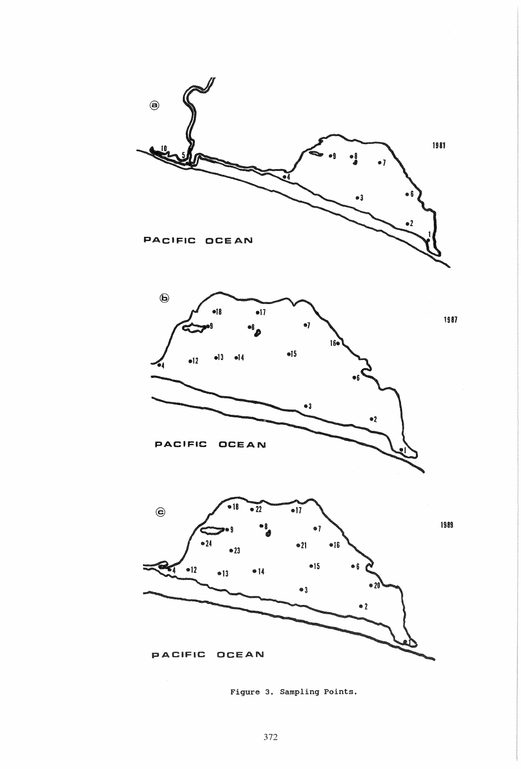Figure 3. Sampling Points.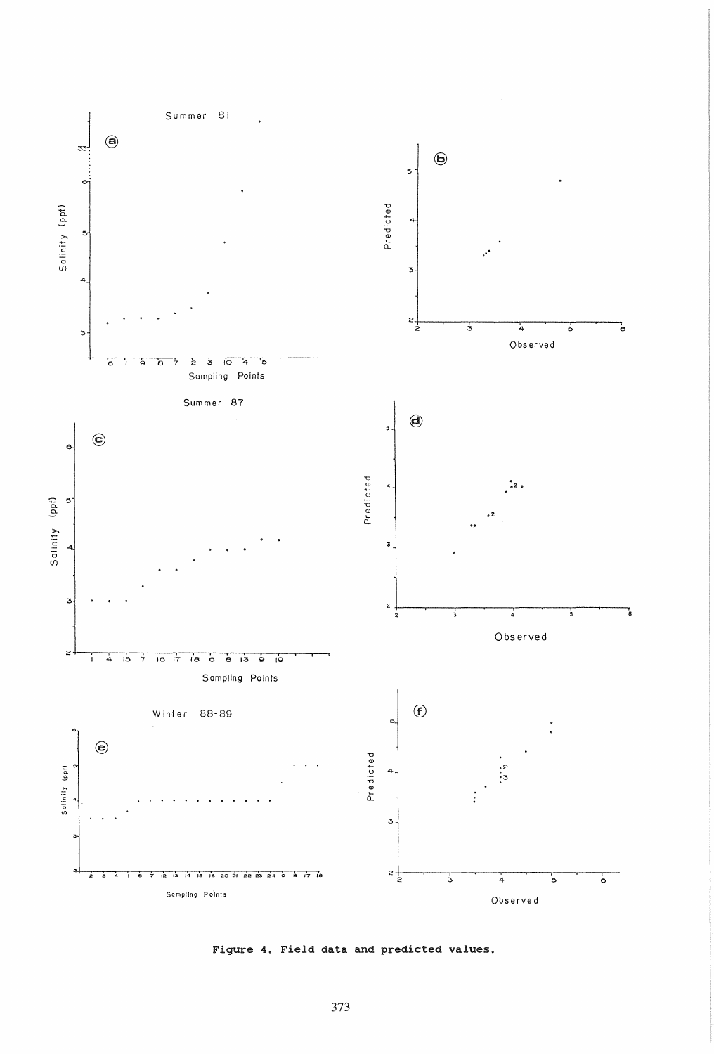**Figure 4. Field data and predicted values.**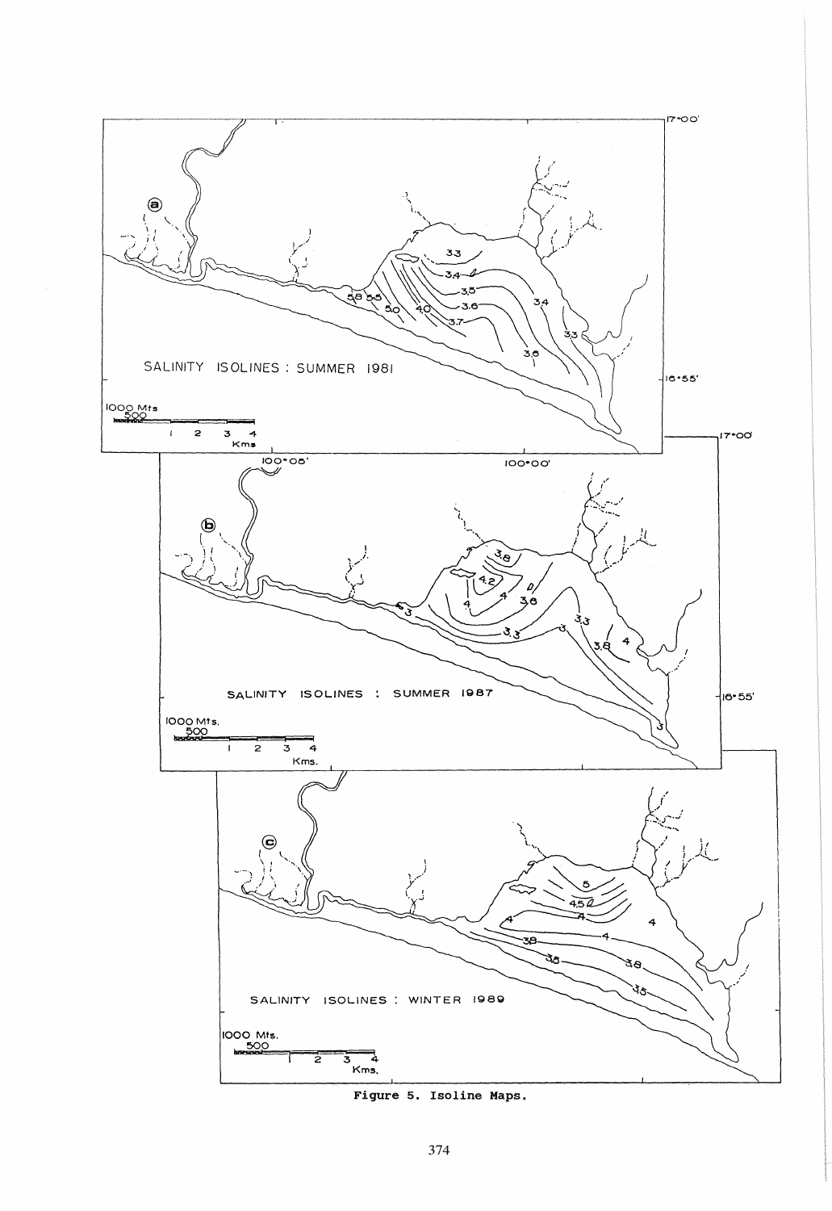Figure 5. Isoline Maps.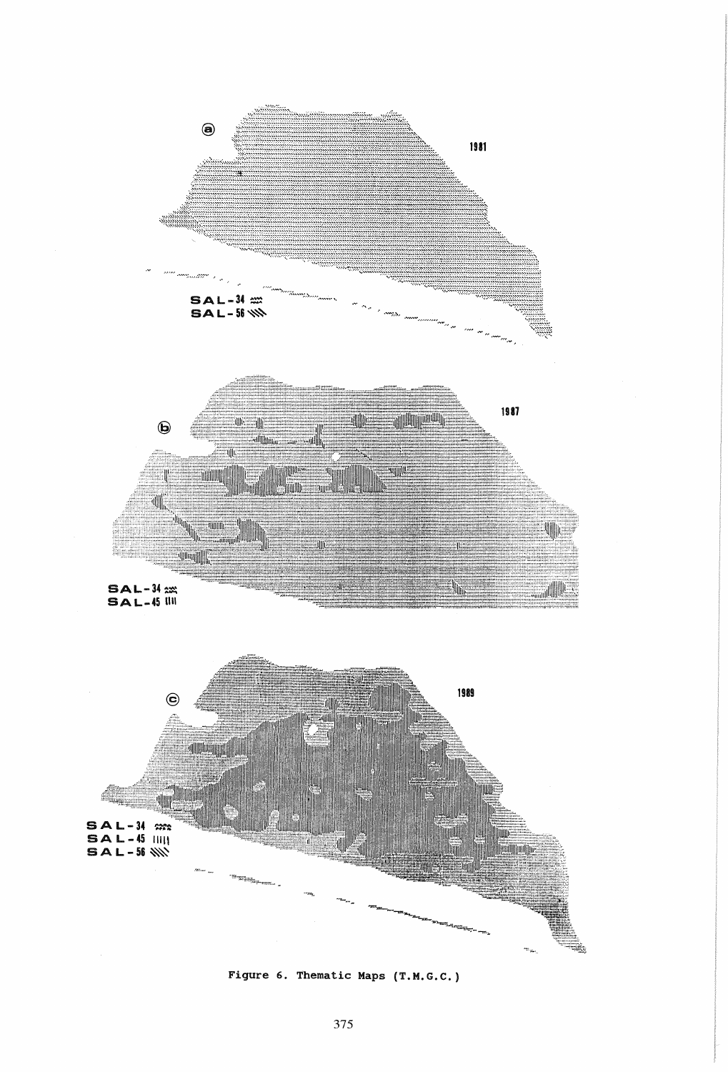ⓐ

1981

SAL-34

SAL-56

ⓑ

1987

SAL-34

SAL-45

ⓒ

1989

SAL-34

SAL-45

SAL-56

Figure 6. Thematic Maps (T.M.G.C.)